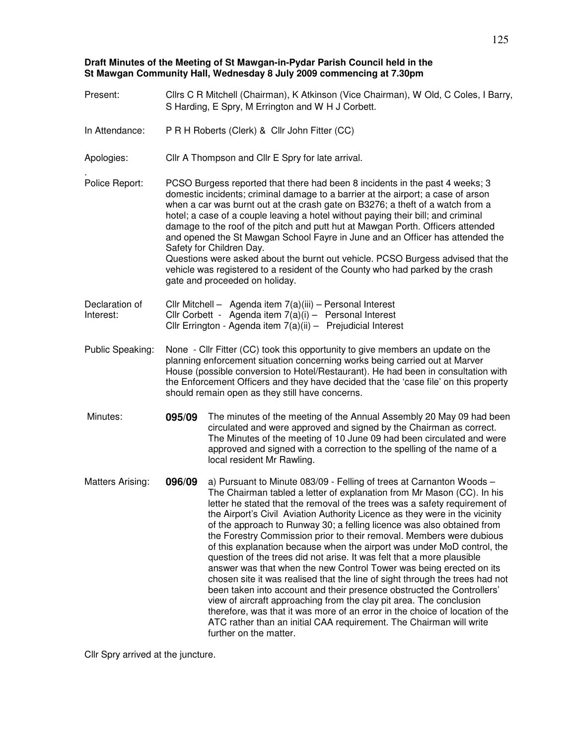**Draft Minutes of the Meeting of St Mawgan-in-Pydar Parish Council held in the St Mawgan Community Hall, Wednesday 8 July 2009 commencing at 7.30pm**

**Present:** Cllrs C R Mitchell (Chairman), K Atkinson (Vice Chairman), W Old, C Coles, I Barry, S Harding, E Spry, M Errington and W H J Corbett.

**In Attendance:** P R H Roberts (Clerk) & Cllr John Fitter (CC)

**Apologies:** Cllr A Thompson and Cllr E Spry for late arrival.

**Police Report:** PCSO Burgess reported that there had been 8 incidents in the past 4 weeks; 3 domestic incidents; criminal damage to a barrier at the airport; a case of arson when a car was burnt out at the crash gate on B3276; a theft of a watch from a hotel; a case of a couple leaving a hotel without paying their bill; and criminal damage to the roof of the pitch and putt hut at Mawgan Porth. Officers attended and opened the St Mawgan School Fayre in June and an Officer has attended the Safety for Children Day.
Questions were asked about the burnt out vehicle. PCSO Burgess advised that the vehicle was registered to a resident of the County who had parked by the crash gate and proceeded on holiday.

**Declaration of Interest:**
Cllr Mitchell – Agenda item 7(a)(iii) – Personal Interest
Cllr Corbett - Agenda item 7(a)(i) – Personal Interest
Cllr Errington - Agenda item 7(a)(ii) – Prejudicial Interest

**Public Speaking:** None - Cllr Fitter (CC) took this opportunity to give members an update on the planning enforcement situation concerning works being carried out at Marver House (possible conversion to Hotel/Restaurant). He had been in consultation with the Enforcement Officers and they have decided that the 'case file' on this property should remain open as they still have concerns.

**Minutes:** **095/09** The minutes of the meeting of the Annual Assembly 20 May 09 had been circulated and were approved and signed by the Chairman as correct. The Minutes of the meeting of 10 June 09 had been circulated and were approved and signed with a correction to the spelling of the name of a local resident Mr Rawling.

**Matters Arising:** **096/09** a) Pursuant to Minute 083/09 - Felling of trees at Carnanton Woods – The Chairman tabled a letter of explanation from Mr Mason (CC). In his letter he stated that the removal of the trees was a safety requirement of the Airport's Civil Aviation Authority Licence as they were in the vicinity of the approach to Runway 30; a felling licence was also obtained from the Forestry Commission prior to their removal. Members were dubious of this explanation because when the airport was under MoD control, the question of the trees did not arise. It was felt that a more plausible answer was that when the new Control Tower was being erected on its chosen site it was realised that the line of sight through the trees had not been taken into account and their presence obstructed the Controllers' view of aircraft approaching from the clay pit area. The conclusion therefore, was that it was more of an error in the choice of location of the ATC rather than an initial CAA requirement. The Chairman will write further on the matter.

Cllr Spry arrived at the juncture.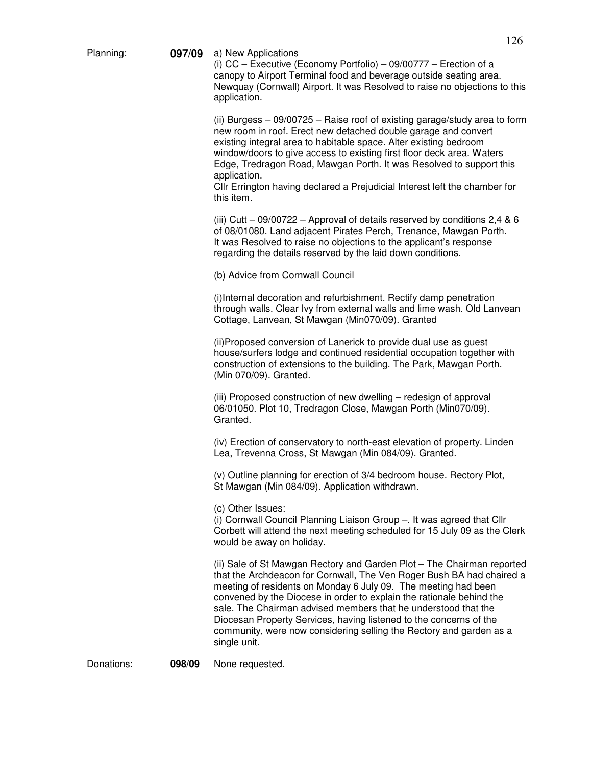**Planning: 097/09**

a) New Applications

(i) CC – Executive (Economy Portfolio) – 09/00777 – Erection of a canopy to Airport Terminal food and beverage outside seating area. Newquay (Cornwall) Airport. It was Resolved to raise no objections to this application.

(ii) Burgess – 09/00725 – Raise roof of existing garage/study area to form new room in roof. Erect new detached double garage and convert existing integral area to habitable space. Alter existing bedroom window/doors to give access to existing first floor deck area. Waters Edge, Tredragon Road, Mawgan Porth. It was Resolved to support this application.
Cllr Errington having declared a Prejudicial Interest left the chamber for this item.

(iii) Cutt – 09/00722 – Approval of details reserved by conditions 2,4 & 6 of 08/01080. Land adjacent Pirates Perch, Trenance, Mawgan Porth. It was Resolved to raise no objections to the applicant's response regarding the details reserved by the laid down conditions.

(b) Advice from Cornwall Council

(i)Internal decoration and refurbishment. Rectify damp penetration through walls. Clear Ivy from external walls and lime wash. Old Lanvean Cottage, Lanvean, St Mawgan (Min070/09). Granted

(ii)Proposed conversion of Lanerick to provide dual use as guest house/surfers lodge and continued residential occupation together with construction of extensions to the building. The Park, Mawgan Porth. (Min 070/09). Granted.

(iii) Proposed construction of new dwelling – redesign of approval 06/01050. Plot 10, Tredragon Close, Mawgan Porth (Min070/09). Granted.

(iv) Erection of conservatory to north-east elevation of property. Linden Lea, Trevenna Cross, St Mawgan (Min 084/09). Granted.

(v) Outline planning for erection of 3/4 bedroom house. Rectory Plot, St Mawgan (Min 084/09). Application withdrawn.

(c) Other Issues:

(i) Cornwall Council Planning Liaison Group –. It was agreed that Cllr Corbett will attend the next meeting scheduled for 15 July 09 as the Clerk would be away on holiday.

(ii) Sale of St Mawgan Rectory and Garden Plot – The Chairman reported that the Archdeacon for Cornwall, The Ven Roger Bush BA had chaired a meeting of residents on Monday 6 July 09. The meeting had been convened by the Diocese in order to explain the rationale behind the sale. The Chairman advised members that he understood that the Diocesan Property Services, having listened to the concerns of the community, were now considering selling the Rectory and garden as a single unit.

**Donations: 098/09**

None requested.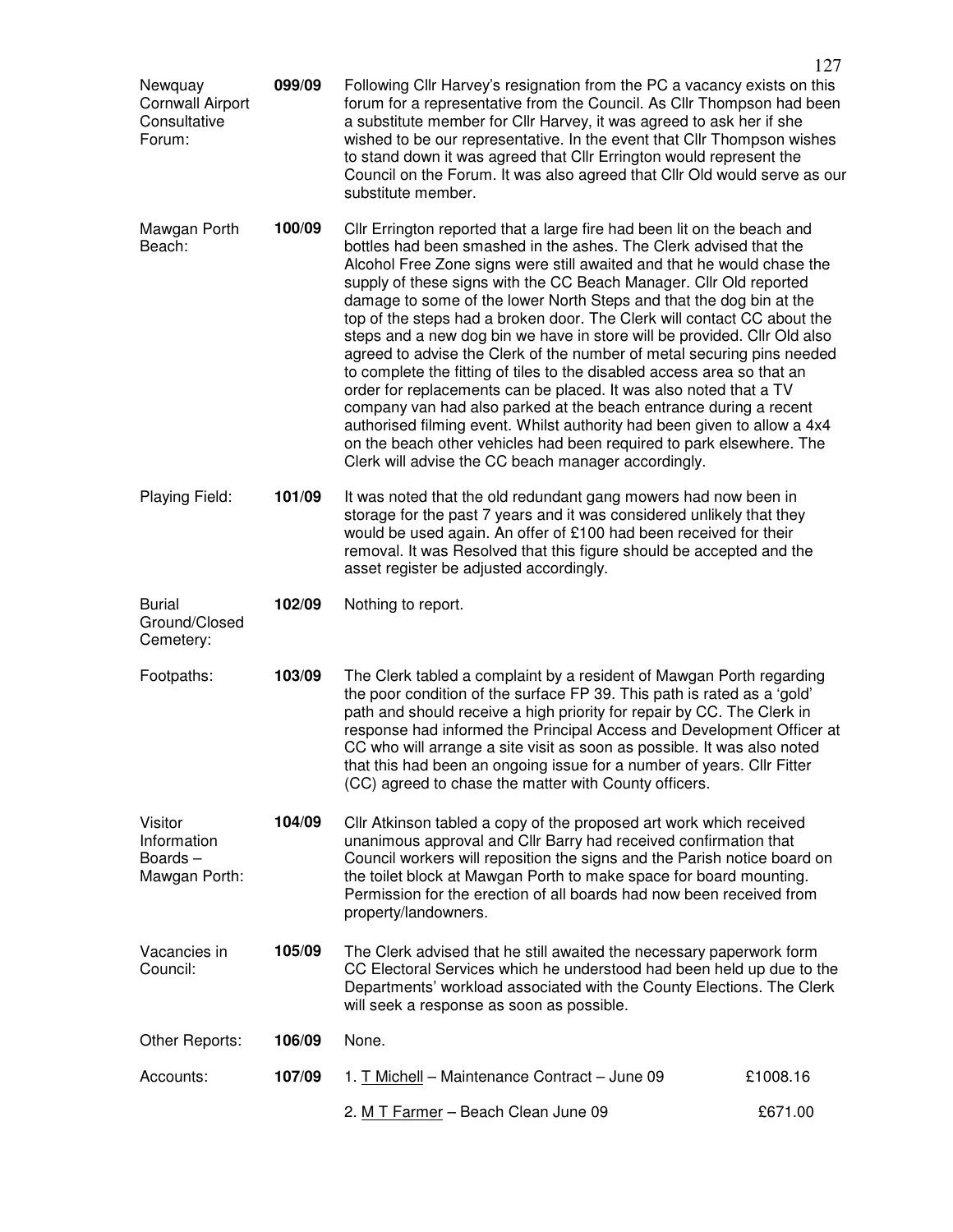**Newquay Cornwall Airport Consultative Forum:** **099/09** Following Cllr Harvey's resignation from the PC a vacancy exists on this forum for a representative from the Council. As Cllr Thompson had been a substitute member for Cllr Harvey, it was agreed to ask her if she wished to be our representative. In the event that Cllr Thompson wishes to stand down it was agreed that Cllr Errington would represent the Council on the Forum. It was also agreed that Cllr Old would serve as our substitute member.

**Mawgan Porth Beach:** **100/09** Cllr Errington reported that a large fire had been lit on the beach and bottles had been smashed in the ashes. The Clerk advised that the Alcohol Free Zone signs were still awaited and that he would chase the supply of these signs with the CC Beach Manager. Cllr Old reported damage to some of the lower North Steps and that the dog bin at the top of the steps had a broken door. The Clerk will contact CC about the steps and a new dog bin we have in store will be provided. Cllr Old also agreed to advise the Clerk of the number of metal securing pins needed to complete the fitting of tiles to the disabled access area so that an order for replacements can be placed. It was also noted that a TV company van had also parked at the beach entrance during a recent authorised filming event. Whilst authority had been given to allow a 4x4 on the beach other vehicles had been required to park elsewhere. The Clerk will advise the CC beach manager accordingly.

**Playing Field:** **101/09** It was noted that the old redundant gang mowers had now been in storage for the past 7 years and it was considered unlikely that they would be used again. An offer of £100 had been received for their removal. It was Resolved that this figure should be accepted and the asset register be adjusted accordingly.

**Burial Ground/Closed Cemetery:** **102/09** Nothing to report.

**Footpaths:** **103/09** The Clerk tabled a complaint by a resident of Mawgan Porth regarding the poor condition of the surface FP 39. This path is rated as a 'gold' path and should receive a high priority for repair by CC. The Clerk in response had informed the Principal Access and Development Officer at CC who will arrange a site visit as soon as possible. It was also noted that this had been an ongoing issue for a number of years. Cllr Fitter (CC) agreed to chase the matter with County officers.

**Visitor Information Boards – Mawgan Porth:** **104/09** Cllr Atkinson tabled a copy of the proposed art work which received unanimous approval and Cllr Barry had received confirmation that Council workers will reposition the signs and the Parish notice board on the toilet block at Mawgan Porth to make space for board mounting. Permission for the erection of all boards had now been received from property/landowners.

**Vacancies in Council:** **105/09** The Clerk advised that he still awaited the necessary paperwork form CC Electoral Services which he understood had been held up due to the Departments' workload associated with the County Elections. The Clerk will seek a response as soon as possible.

**Other Reports:** **106/09** None.

**Accounts:** **107/09**

1. T Michell – Maintenance Contract – June 09 — £1008.16
2. M T Farmer – Beach Clean June 09 — £671.00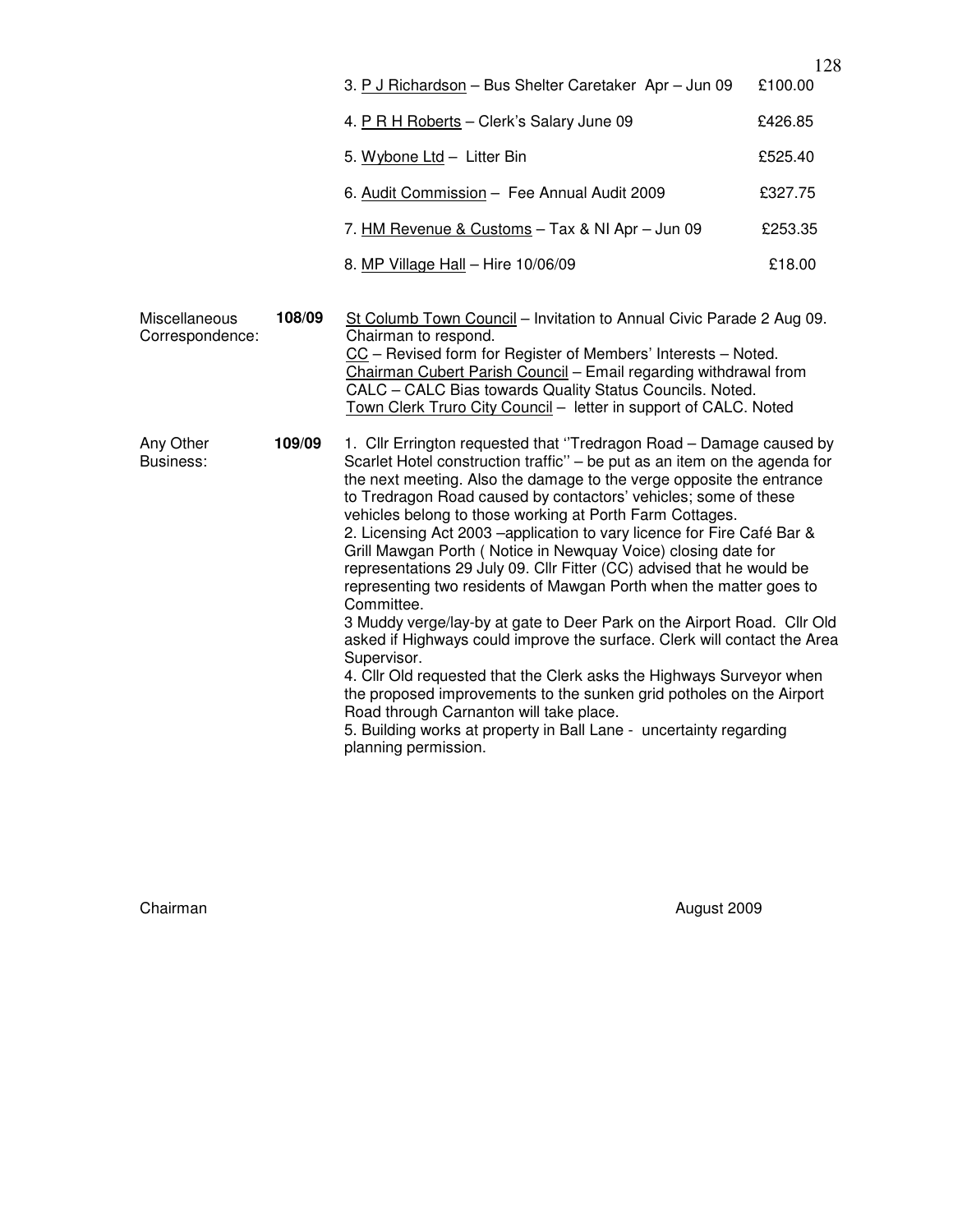| | |
|---|---|
| 3. P J Richardson – Bus Shelter Caretaker Apr – Jun 09 | £100.00 |
| 4. P R H Roberts – Clerk's Salary June 09 | £426.85 |
| 5. Wybone Ltd – Litter Bin | £525.40 |
| 6. Audit Commission – Fee Annual Audit 2009 | £327.75 |
| 7. HM Revenue & Customs – Tax & NI Apr – Jun 09 | £253.35 |
| 8. MP Village Hall – Hire 10/06/09 | £18.00 |

Miscellaneous Correspondence: **108/09**

St Columb Town Council – Invitation to Annual Civic Parade 2 Aug 09. Chairman to respond.
CC – Revised form for Register of Members' Interests – Noted.
Chairman Cubert Parish Council – Email regarding withdrawal from CALC – CALC Bias towards Quality Status Councils. Noted.
Town Clerk Truro City Council – letter in support of CALC. Noted

Any Other Business: **109/09**

1. Cllr Errington requested that ''Tredragon Road – Damage caused by Scarlet Hotel construction traffic'' – be put as an item on the agenda for the next meeting. Also the damage to the verge opposite the entrance to Tredragon Road caused by contactors' vehicles; some of these vehicles belong to those working at Porth Farm Cottages.
2. Licensing Act 2003 –application to vary licence for Fire Café Bar & Grill Mawgan Porth ( Notice in Newquay Voice) closing date for representations 29 July 09. Cllr Fitter (CC) advised that he would be representing two residents of Mawgan Porth when the matter goes to Committee.
3 Muddy verge/lay-by at gate to Deer Park on the Airport Road. Cllr Old asked if Highways could improve the surface. Clerk will contact the Area Supervisor.
4. Cllr Old requested that the Clerk asks the Highways Surveyor when the proposed improvements to the sunken grid potholes on the Airport Road through Carnanton will take place.
5. Building works at property in Ball Lane - uncertainty regarding planning permission.

Chairman August 2009